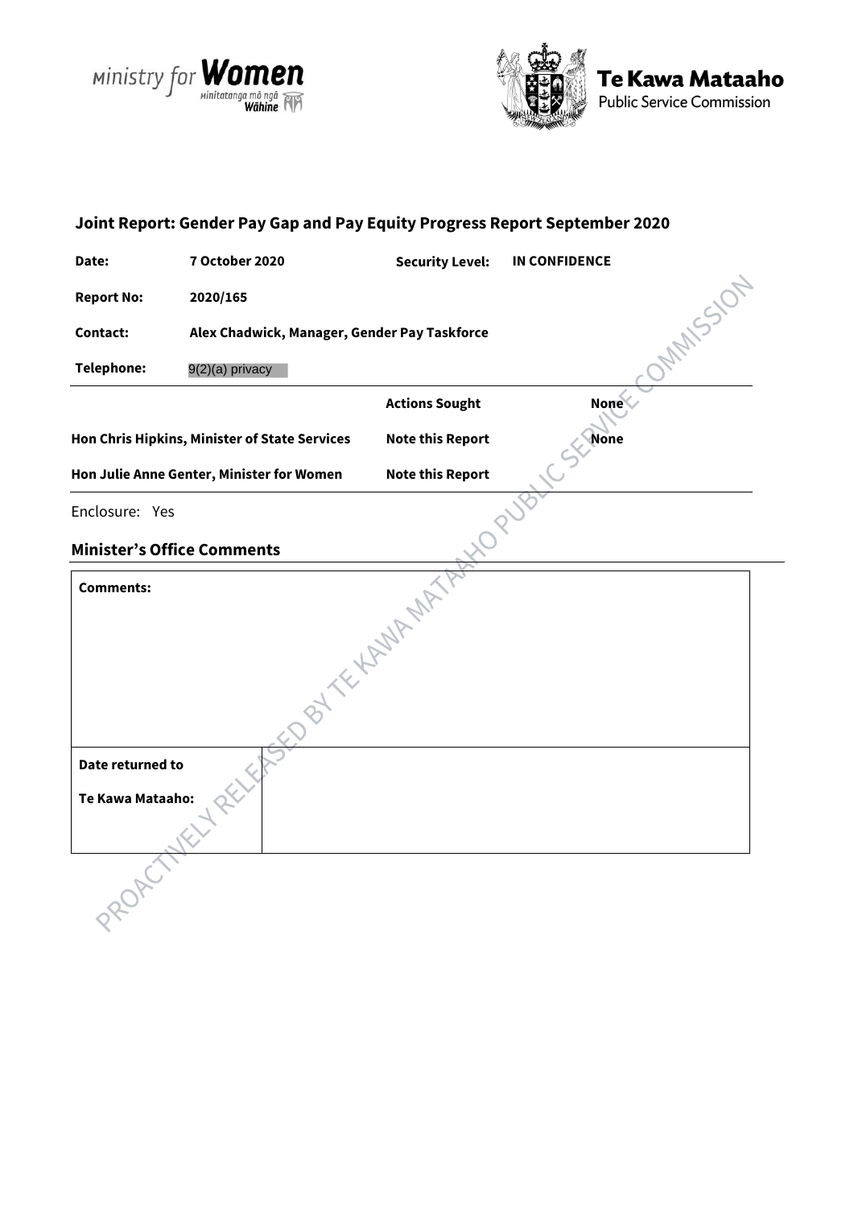**Joint Report: Gender Pay Gap and Pay Equity Progress Report September 2020**

| | | | |
|---|---|---|---|
| **Date:** | **7 October 2020** | **Security Level:** | **IN CONFIDENCE** |
| **Report No:** | **2020/165** | | |
| **Contact:** | **Alex Chadwick, Manager, Gender Pay Taskforce** | | |
| **Telephone:** | 9(2)(a) privacy | | |

| | **Actions Sought** | **None** |
|---|---|---|
| **Hon Chris Hipkins, Minister of State Services** | **Note this Report** | **None** |
| **Hon Julie Anne Genter, Minister for Women** | **Note this Report** | |

Enclosure: Yes

## Minister's Office Comments

| **Comments:** | |
|---|---|
| **Date returned to Te Kawa Mataaho:** | |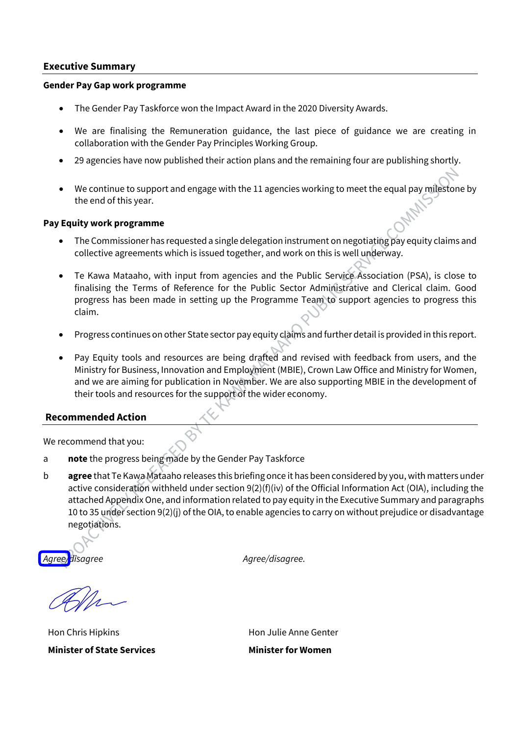## Executive Summary

### Gender Pay Gap work programme

- The Gender Pay Taskforce won the Impact Award in the 2020 Diversity Awards.
- We are finalising the Remuneration guidance, the last piece of guidance we are creating in collaboration with the Gender Pay Principles Working Group.
- 29 agencies have now published their action plans and the remaining four are publishing shortly.
- We continue to support and engage with the 11 agencies working to meet the equal pay milestone by the end of this year.

### Pay Equity work programme

- The Commissioner has requested a single delegation instrument on negotiating pay equity claims and collective agreements which is issued together, and work on this is well underway.
- Te Kawa Mataaho, with input from agencies and the Public Service Association (PSA), is close to finalising the Terms of Reference for the Public Sector Administrative and Clerical claim. Good progress has been made in setting up the Programme Team to support agencies to progress this claim.
- Progress continues on other State sector pay equity claims and further detail is provided in this report.
- Pay Equity tools and resources are being drafted and revised with feedback from users, and the Ministry for Business, Innovation and Employment (MBIE), Crown Law Office and Ministry for Women, and we are aiming for publication in November. We are also supporting MBIE in the development of their tools and resources for the support of the wider economy.

## Recommended Action

We recommend that you:

a **note** the progress being made by the Gender Pay Taskforce

b **agree** that Te Kawa Mataaho releases this briefing once it has been considered by you, with matters under active consideration withheld under section 9(2)(f)(iv) of the Official Information Act (OIA), including the attached Appendix One, and information related to pay equity in the Executive Summary and paragraphs 10 to 35 under section 9(2)(j) of the OIA, to enable agencies to carry on without prejudice or disadvantage negotiations.

*Agree/disagree* *Agree/disagree.*

Hon Chris Hipkins
**Minister of State Services**

Hon Julie Anne Genter
**Minister for Women**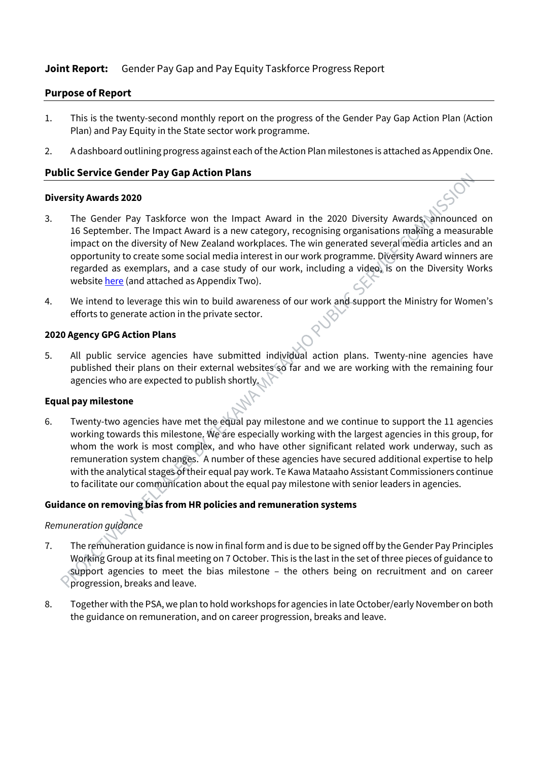**Joint Report:** Gender Pay Gap and Pay Equity Taskforce Progress Report

## Purpose of Report

1. This is the twenty-second monthly report on the progress of the Gender Pay Gap Action Plan (Action Plan) and Pay Equity in the State sector work programme.

2. A dashboard outlining progress against each of the Action Plan milestones is attached as Appendix One.

## Public Service Gender Pay Gap Action Plans

### Diversity Awards 2020

3. The Gender Pay Taskforce won the Impact Award in the 2020 Diversity Awards, announced on 16 September. The Impact Award is a new category, recognising organisations making a measurable impact on the diversity of New Zealand workplaces. The win generated several media articles and an opportunity to create some social media interest in our work programme. Diversity Award winners are regarded as exemplars, and a case study of our work, including a video, is on the Diversity Works website here (and attached as Appendix Two).

4. We intend to leverage this win to build awareness of our work and support the Ministry for Women's efforts to generate action in the private sector.

### 2020 Agency GPG Action Plans

5. All public service agencies have submitted individual action plans. Twenty-nine agencies have published their plans on their external websites so far and we are working with the remaining four agencies who are expected to publish shortly.

### Equal pay milestone

6. Twenty-two agencies have met the equal pay milestone and we continue to support the 11 agencies working towards this milestone. We are especially working with the largest agencies in this group, for whom the work is most complex, and who have other significant related work underway, such as remuneration system changes. A number of these agencies have secured additional expertise to help with the analytical stages of their equal pay work. Te Kawa Mataaho Assistant Commissioners continue to facilitate our communication about the equal pay milestone with senior leaders in agencies.

### Guidance on removing bias from HR policies and remuneration systems

*Remuneration guidance*

7. The remuneration guidance is now in final form and is due to be signed off by the Gender Pay Principles Working Group at its final meeting on 7 October. This is the last in the set of three pieces of guidance to support agencies to meet the bias milestone – the others being on recruitment and on career progression, breaks and leave.

8. Together with the PSA, we plan to hold workshops for agencies in late October/early November on both the guidance on remuneration, and on career progression, breaks and leave.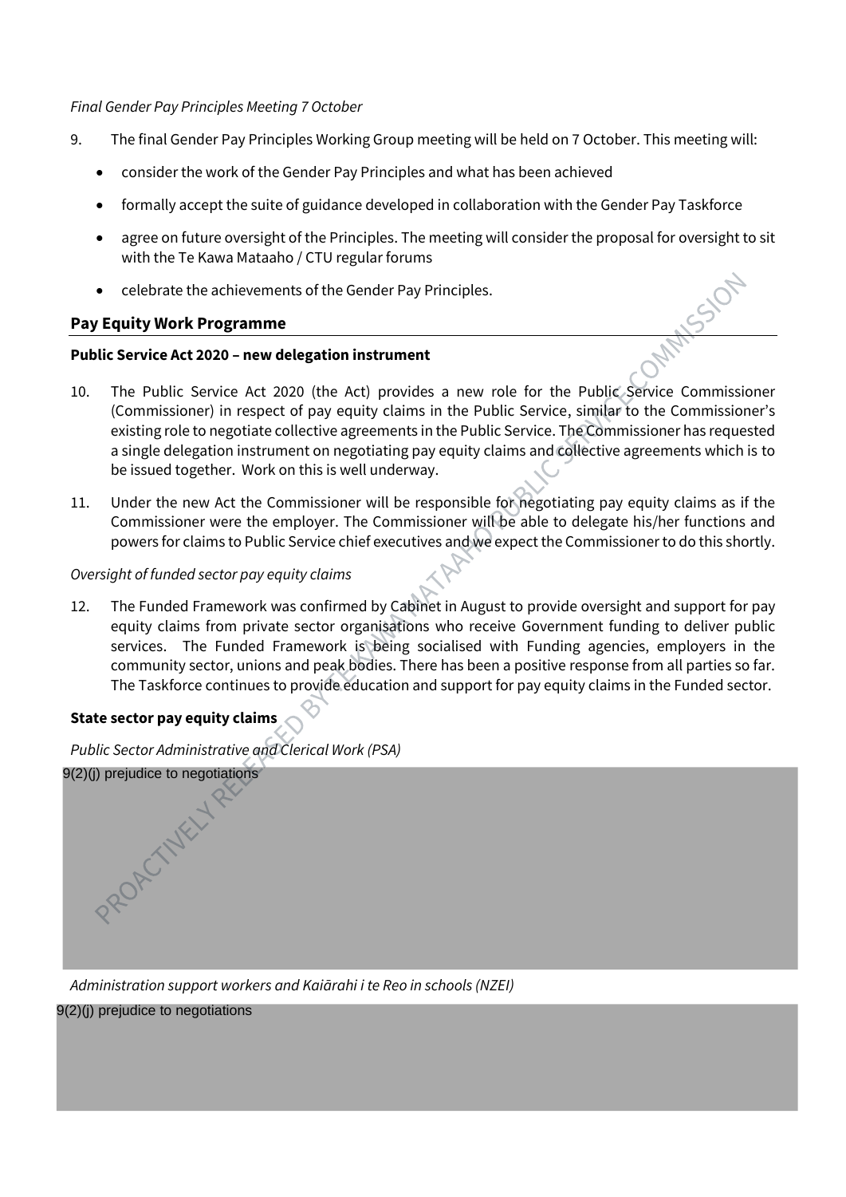*Final Gender Pay Principles Meeting 7 October*

9. The final Gender Pay Principles Working Group meeting will be held on 7 October. This meeting will:
   - consider the work of the Gender Pay Principles and what has been achieved
   - formally accept the suite of guidance developed in collaboration with the Gender Pay Taskforce
   - agree on future oversight of the Principles. The meeting will consider the proposal for oversight to sit with the Te Kawa Mataaho / CTU regular forums
   - celebrate the achievements of the Gender Pay Principles.

## Pay Equity Work Programme

**Public Service Act 2020 – new delegation instrument**

10. The Public Service Act 2020 (the Act) provides a new role for the Public Service Commissioner (Commissioner) in respect of pay equity claims in the Public Service, similar to the Commissioner's existing role to negotiate collective agreements in the Public Service. The Commissioner has requested a single delegation instrument on negotiating pay equity claims and collective agreements which is to be issued together. Work on this is well underway.

11. Under the new Act the Commissioner will be responsible for negotiating pay equity claims as if the Commissioner were the employer. The Commissioner will be able to delegate his/her functions and powers for claims to Public Service chief executives and we expect the Commissioner to do this shortly.

*Oversight of funded sector pay equity claims*

12. The Funded Framework was confirmed by Cabinet in August to provide oversight and support for pay equity claims from private sector organisations who receive Government funding to deliver public services. The Funded Framework is being socialised with Funding agencies, employers in the community sector, unions and peak bodies. There has been a positive response from all parties so far. The Taskforce continues to provide education and support for pay equity claims in the Funded sector.

**State sector pay equity claims**

*Public Sector Administrative and Clerical Work (PSA)*

9(2)(j) prejudice to negotiations

*Administration support workers and Kaiārahi i te Reo in schools (NZEI)*

9(2)(j) prejudice to negotiations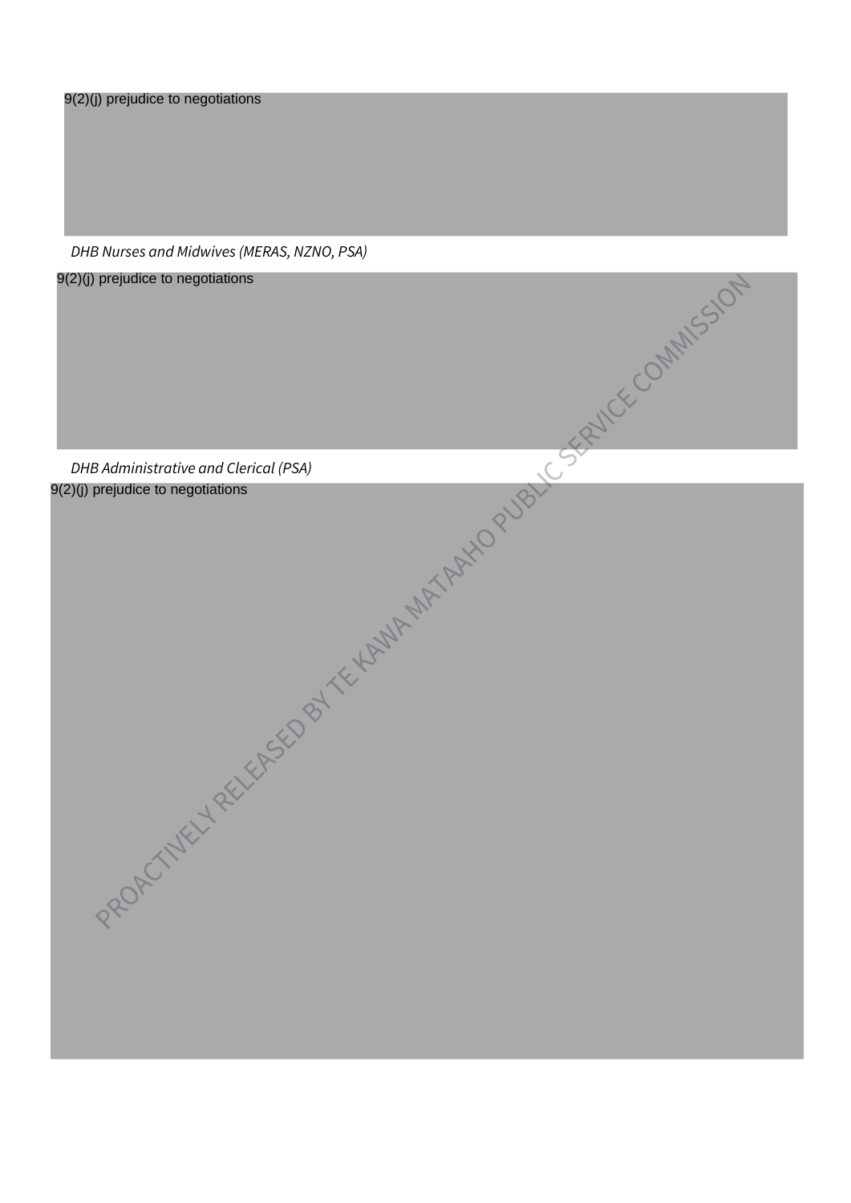9(2)(j) prejudice to negotiations

*DHB Nurses and Midwives (MERAS, NZNO, PSA)*

9(2)(j) prejudice to negotiations

*DHB Administrative and Clerical (PSA)*

9(2)(j) prejudice to negotiations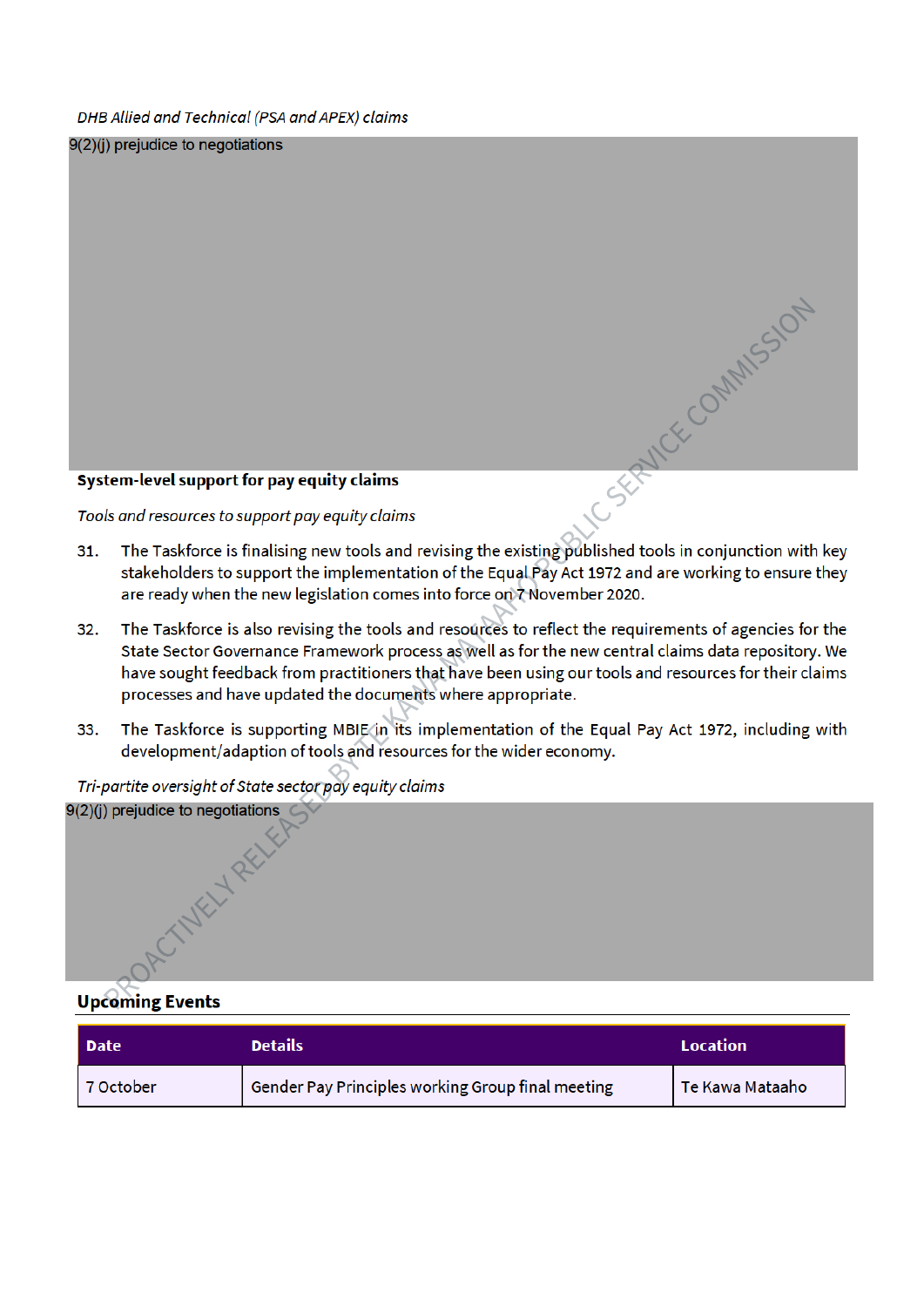*DHB Allied and Technical (PSA and APEX) claims*

9(2)(j) prejudice to negotiations

**System-level support for pay equity claims**

*Tools and resources to support pay equity claims*

31. The Taskforce is finalising new tools and revising the existing published tools in conjunction with key stakeholders to support the implementation of the Equal Pay Act 1972 and are working to ensure they are ready when the new legislation comes into force on 7 November 2020.

32. The Taskforce is also revising the tools and resources to reflect the requirements of agencies for the State Sector Governance Framework process as well as for the new central claims data repository. We have sought feedback from practitioners that have been using our tools and resources for their claims processes and have updated the documents where appropriate.

33. The Taskforce is supporting MBIE in its implementation of the Equal Pay Act 1972, including with development/adaption of tools and resources for the wider economy.

*Tri-partite oversight of State sector pay equity claims*

9(2)(j) prejudice to negotiations

## Upcoming Events

| Date | Details | Location |
|---|---|---|
| 7 October | Gender Pay Principles working Group final meeting | Te Kawa Mataaho |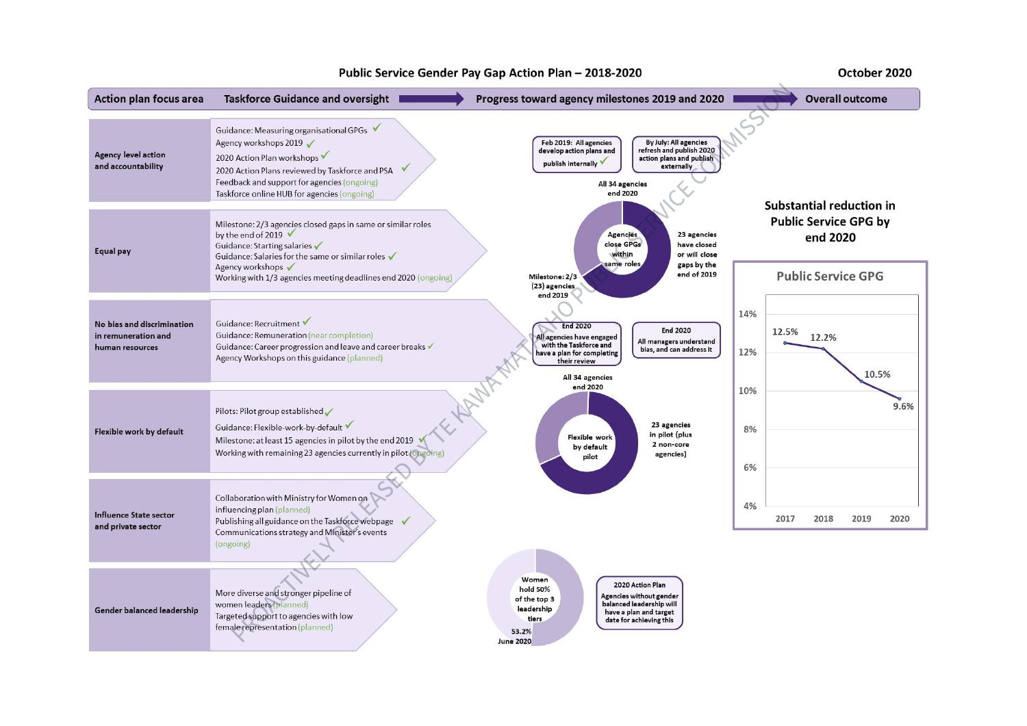# Public Service Gender Pay Gap Action Plan – 2018-2020

October 2020

**Action plan focus area** → **Taskforce Guidance and oversight** → **Progress toward agency milestones 2019 and 2020** → **Overall outcome**

## Agency level action and accountability

- Guidance: Measuring organisational GPGs ✓
- Agency workshops 2019 ✓
- 2020 Action Plan workshops ✓
- 2020 Action Plans reviewed by Taskforce and PSA ✓
- Feedback and support for agencies (ongoing)
- Taskforce online HUB for agencies (ongoing)

Feb 2019: All agencies develop action plans and publish internally ✓

By July: All agencies refresh and publish 2020 action plans and publish externally

## Equal pay

- Milestone: 2/3 agencies closed gaps in same or similar roles by the end of 2019 ✓
- Guidance: Starting salaries ✓
- Guidance: Salaries for the same or similar roles ✓
- Agency workshops ✓
- Working with 1/3 agencies meeting deadlines end 2020 (ongoing)

All 34 agencies end 2020

Agencies close GPGs within same roles

23 agencies have closed or will close gaps by the end of 2019

Milestone: 2/3 (23) agencies end 2019

## No bias and discrimination in remuneration and human resources

- Guidance: Recruitment ✓
- Guidance: Remuneration (near completion)
- Guidance: Career progression and leave and career breaks ✓
- Agency Workshops on this guidance (planned)

End 2020: All agencies have engaged with the Taskforce and have a plan for completing their review

End 2020: All managers understand bias, and can address it

## Flexible work by default

- Pilots: Pilot group established ✓
- Guidance: Flexible-work-by-default ✓
- Milestone: at least 15 agencies in pilot by the end 2019 ✓
- Working with remaining 23 agencies currently in pilot (ongoing)

All 34 agencies end 2020

Flexible work by default pilot

23 agencies in pilot (plus 2 non-core agencies)

## Influence State sector and private sector

- Collaboration with Ministry for Women on influencing plan (planned)
- Publishing all guidance on the Taskforce webpage ✓
- Communications strategy and Minister's events (ongoing)

## Gender balanced leadership

- More diverse and stronger pipeline of women leaders (planned)
- Targeted support to agencies with low female representation (planned)

Women hold 50% of the top 3 leadership tiers

53.2% June 2020

2020 Action Plan: Agencies without gender balanced leadership will have a plan and target date for achieving this

## Overall outcome

**Substantial reduction in Public Service GPG by end 2020**

Public Service GPG

14%
12%
10%
8%
6%
4%

2017: 12.5%
2018: 12.2%
2019: 10.5%
2020: 9.6%

PROACTIVELY RELEASED BY TE KAWA MATAAHO PUBLIC SERVICE COMMISSION